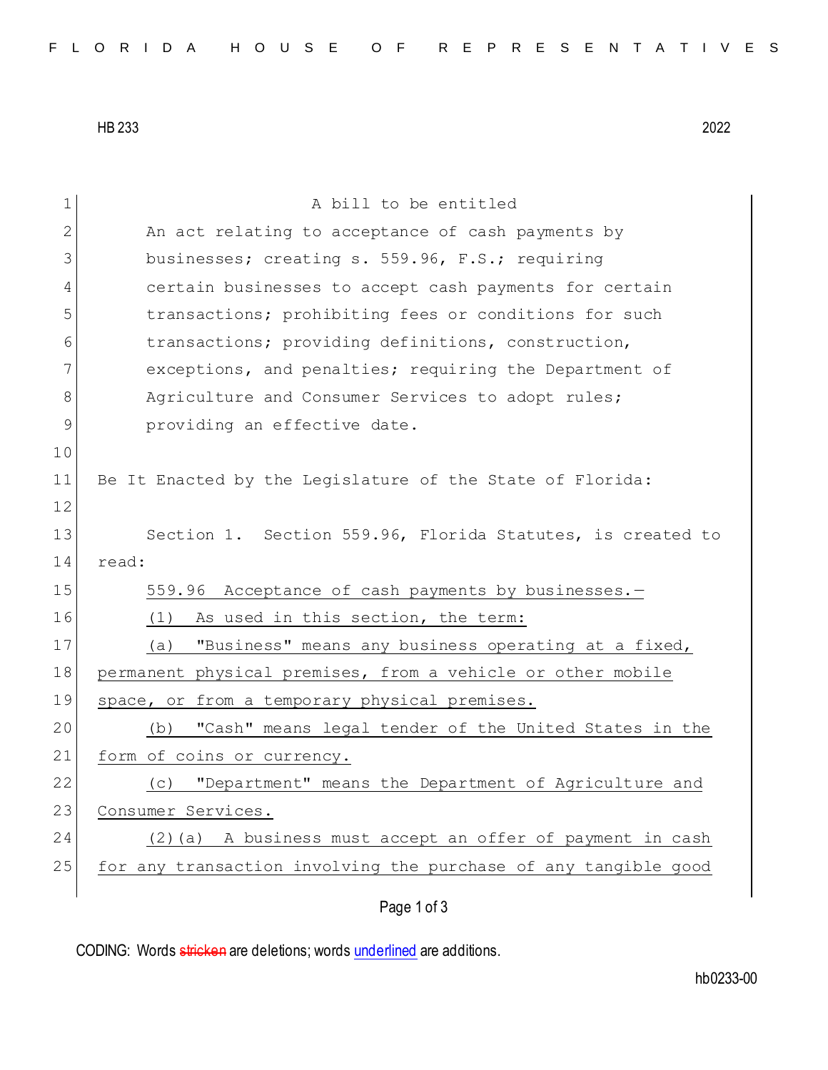HB 233 2022

A bill to be entitled

An act relating to acceptance of cash payments by businesses; creating s. 559.96, F.S.; requiring certain businesses to accept cash payments for certain transactions; prohibiting fees or conditions for such transactions; providing definitions, construction, exceptions, and penalties; requiring the Department of Agriculture and Consumer Services to adopt rules; providing an effective date.

Be It Enacted by the Legislature of the State of Florida:

Section 1. Section 559.96, Florida Statutes, is created to read:

559.96 Acceptance of cash payments by businesses.—

(1) As used in this section, the term:

(a) "Business" means any business operating at a fixed, permanent physical premises, from a vehicle or other mobile space, or from a temporary physical premises.

(b) "Cash" means legal tender of the United States in the form of coins or currency.

(c) "Department" means the Department of Agriculture and Consumer Services.

(2)(a) A business must accept an offer of payment in cash for any transaction involving the purchase of any tangible good

CODING: Words ~~stricken~~ are deletions; words underlined are additions.

hb0233-00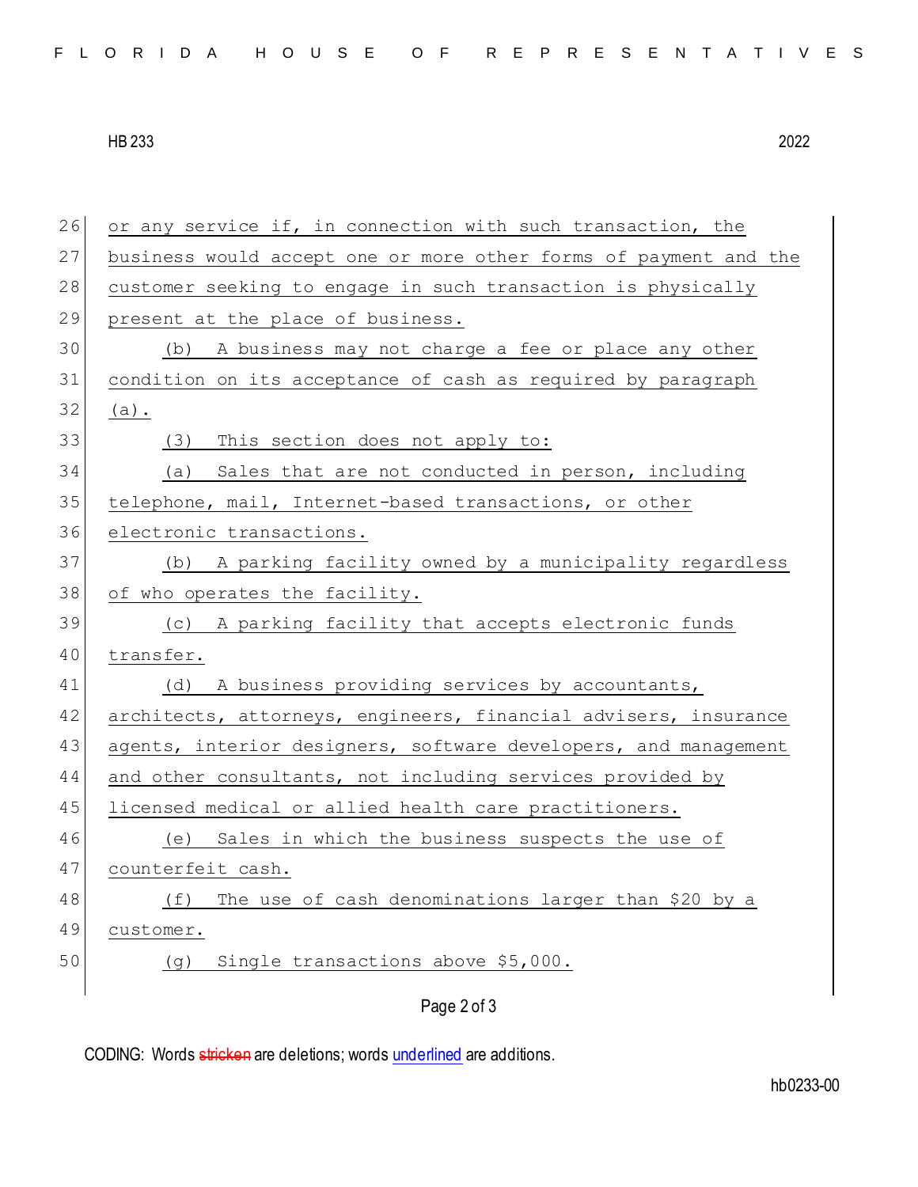or any service if, in connection with such transaction, the business would accept one or more other forms of payment and the customer seeking to engage in such transaction is physically present at the place of business.

(b) A business may not charge a fee or place any other condition on its acceptance of cash as required by paragraph (a).

(3) This section does not apply to:

(a) Sales that are not conducted in person, including telephone, mail, Internet-based transactions, or other electronic transactions.

(b) A parking facility owned by a municipality regardless of who operates the facility.

(c) A parking facility that accepts electronic funds transfer.

(d) A business providing services by accountants, architects, attorneys, engineers, financial advisers, insurance agents, interior designers, software developers, and management and other consultants, not including services provided by licensed medical or allied health care practitioners.

(e) Sales in which the business suspects the use of counterfeit cash.

(f) The use of cash denominations larger than $20 by a customer.

(g) Single transactions above $5,000.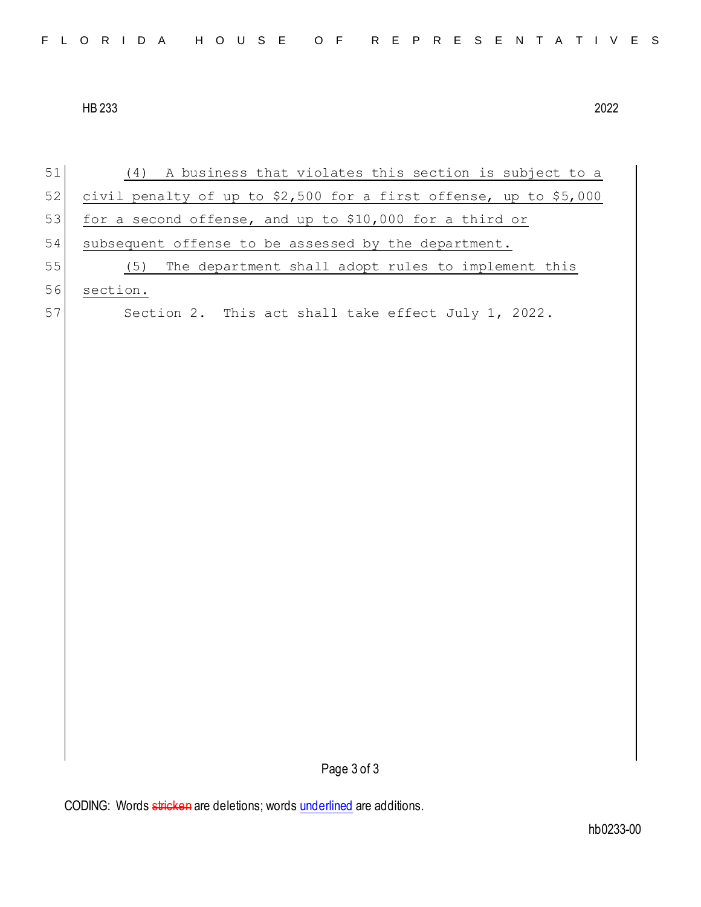51 (4) A business that violates this section is subject to a
52 civil penalty of up to $2,500 for a first offense, up to $5,000
53 for a second offense, and up to $10,000 for a third or
54 subsequent offense to be assessed by the department.
55 (5) The department shall adopt rules to implement this
56 section.
57 Section 2. This act shall take effect July 1, 2022.